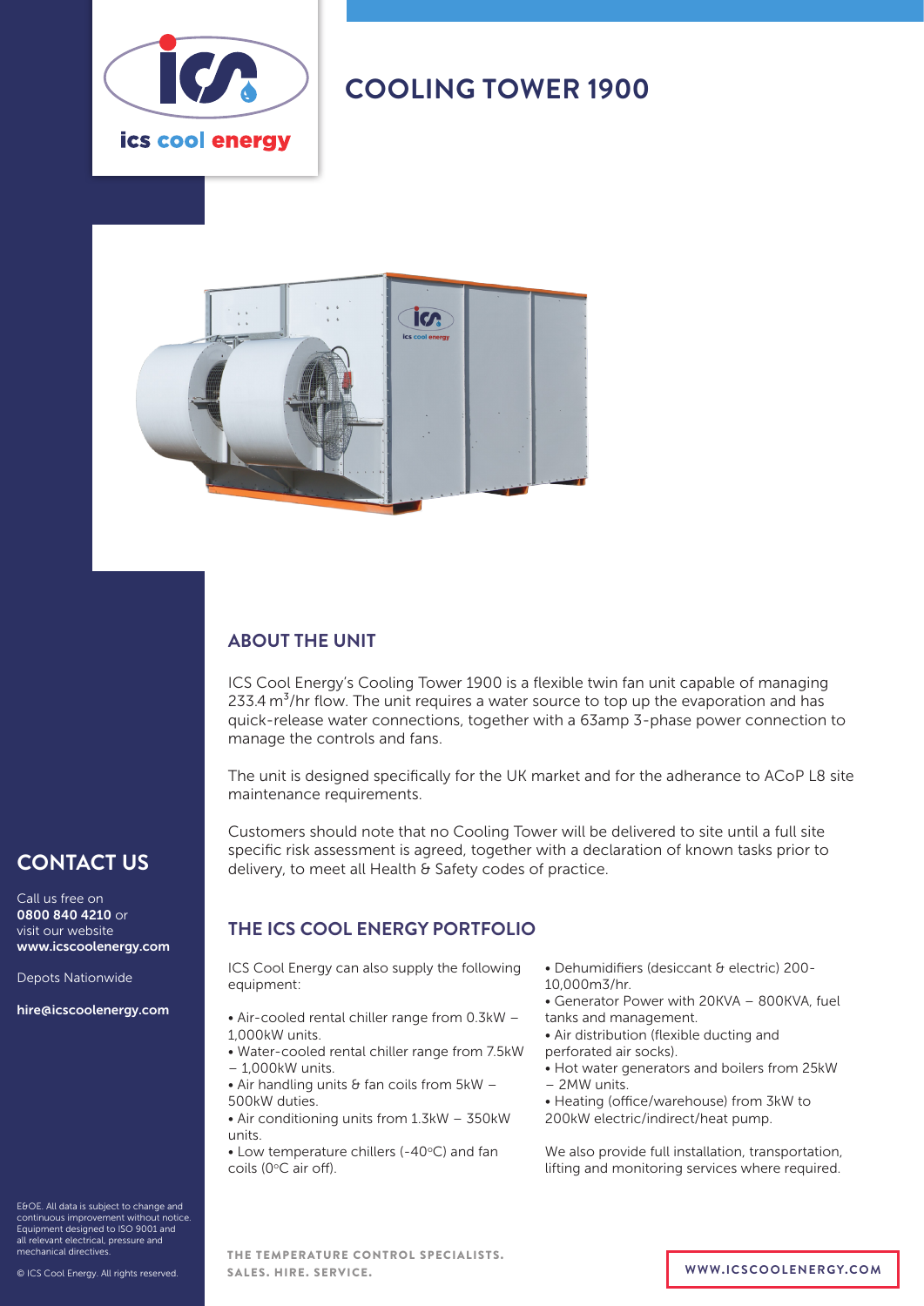ics cool energy

# COOLING TOWER 1900

## ABOUT THE UNIT

ICS Cool Energy's Cooling Tower 1900 is a flexible twin fan unit capable of managing 233.4 $m^3$/hr flow. The unit requires a water source to top up the evaporation and has quick-release water connections, together with a 63amp 3-phase power connection to manage the controls and fans.

The unit is designed specifically for the UK market and for the adherance to ACoP L8 site maintenance requirements.

Customers should note that no Cooling Tower will be delivered to site until a full site specific risk assessment is agreed, together with a declaration of known tasks prior to delivery, to meet all Health & Safety codes of practice.

## THE ICS COOL ENERGY PORTFOLIO

ICS Cool Energy can also supply the following equipment:

- Air-cooled rental chiller range from 0.3kW – 1,000kW units.
- Water-cooled rental chiller range from 7.5kW – 1,000kW units.
- Air handling units & fan coils from 5kW – 500kW duties.
- Air conditioning units from 1.3kW – 350kW units.
- Low temperature chillers (-40°C) and fan coils (0°C air off).
- Dehumidifiers (desiccant & electric) 200-10,000m3/hr.
- Generator Power with 20KVA – 800KVA, fuel tanks and management.
- Air distribution (flexible ducting and perforated air socks).
- Hot water generators and boilers from 25kW – 2MW units.
- Heating (office/warehouse) from 3kW to 200kW electric/indirect/heat pump.

We also provide full installation, transportation, lifting and monitoring services where required.

## CONTACT US

Call us free on **0800 840 4210** or visit our website **www.icscoolenergy.com**

Depots Nationwide

**hire@icscoolenergy.com**

E&OE. All data is subject to change and continuous improvement without notice. Equipment designed to ISO 9001 and all relevant electrical, pressure and mechanical directives.

© ICS Cool Energy. All rights reserved.

THE TEMPERATURE CONTROL SPECIALISTS.
SALES. HIRE. SERVICE.

WWW.ICSCOOLENERGY.COM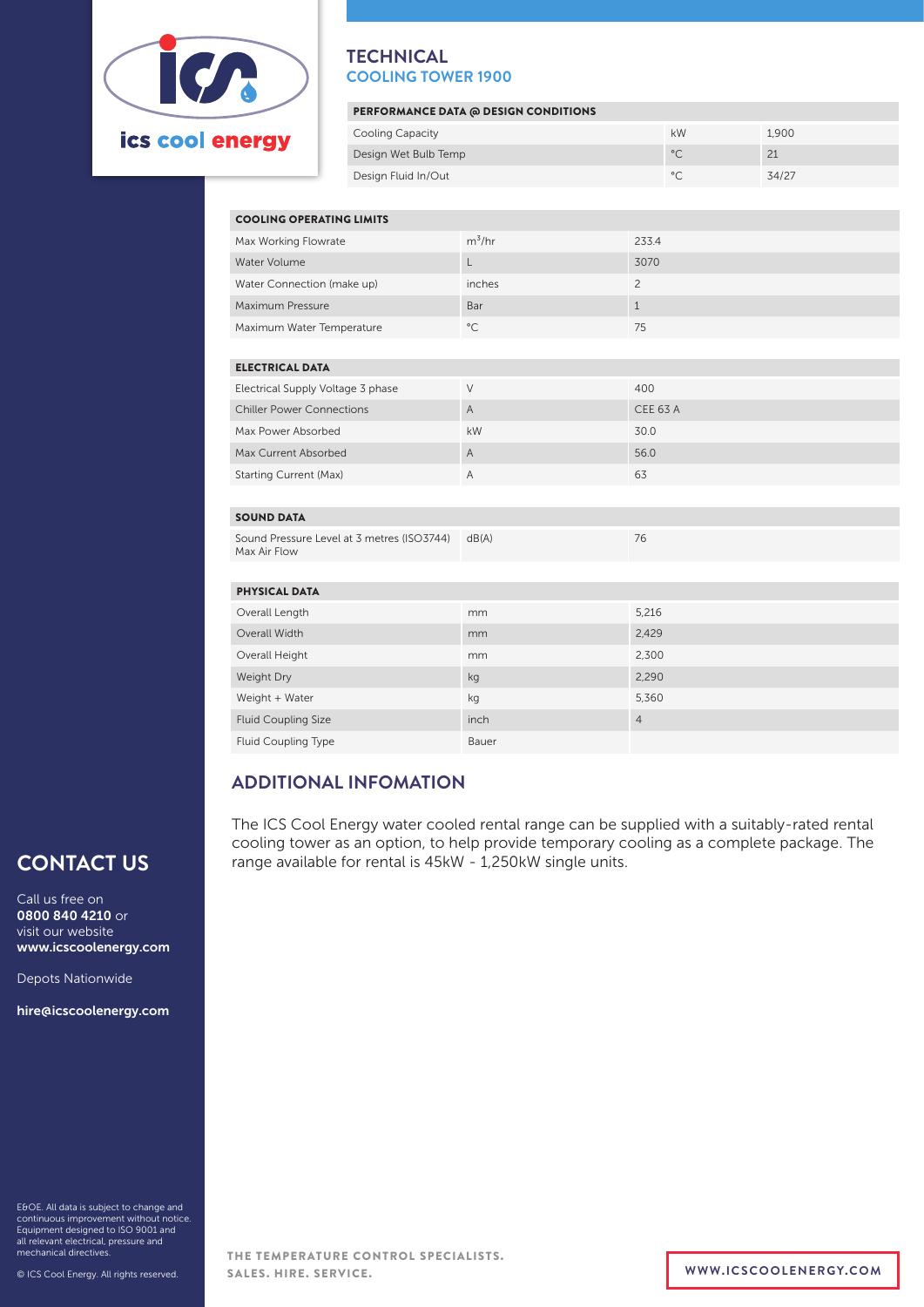ics cool energy

# TECHNICAL
## COOLING TOWER 1900

| PERFORMANCE DATA @ DESIGN CONDITIONS | | |
|---|---|---|
| Cooling Capacity | kW | 1,900 |
| Design Wet Bulb Temp | °C | 21 |
| Design Fluid In/Out | °C | 34/27 |

| COOLING OPERATING LIMITS | | |
|---|---|---|
| Max Working Flowrate | $m^3$/hr | 233.4 |
| Water Volume | L | 3070 |
| Water Connection (make up) | inches | 2 |
| Maximum Pressure | Bar | 1 |
| Maximum Water Temperature | °C | 75 |

| ELECTRICAL DATA | | |
|---|---|---|
| Electrical Supply Voltage 3 phase | V | 400 |
| Chiller Power Connections | A | CEE 63 A |
| Max Power Absorbed | kW | 30.0 |
| Max Current Absorbed | A | 56.0 |
| Starting Current (Max) | A | 63 |

| SOUND DATA | | |
|---|---|---|
| Sound Pressure Level at 3 metres (ISO3744) Max Air Flow | dB(A) | 76 |

| PHYSICAL DATA | | |
|---|---|---|
| Overall Length | mm | 5,216 |
| Overall Width | mm | 2,429 |
| Overall Height | mm | 2,300 |
| Weight Dry | kg | 2,290 |
| Weight + Water | kg | 5,360 |
| Fluid Coupling Size | inch | 4 |
| Fluid Coupling Type | Bauer | |

## ADDITIONAL INFOMATION

The ICS Cool Energy water cooled rental range can be supplied with a suitably-rated rental cooling tower as an option, to help provide temporary cooling as a complete package. The range available for rental is 45kW - 1,250kW single units.

## CONTACT US

Call us free on **0800 840 4210** or visit our website **www.icscoolenergy.com**

Depots Nationwide

**hire@icscoolenergy.com**

E&OE. All data is subject to change and continuous improvement without notice. Equipment designed to ISO 9001 and all relevant electrical, pressure and mechanical directives.

© ICS Cool Energy. All rights reserved.

THE TEMPERATURE CONTROL SPECIALISTS.
SALES. HIRE. SERVICE.

WWW.ICSCOOLENERGY.COM